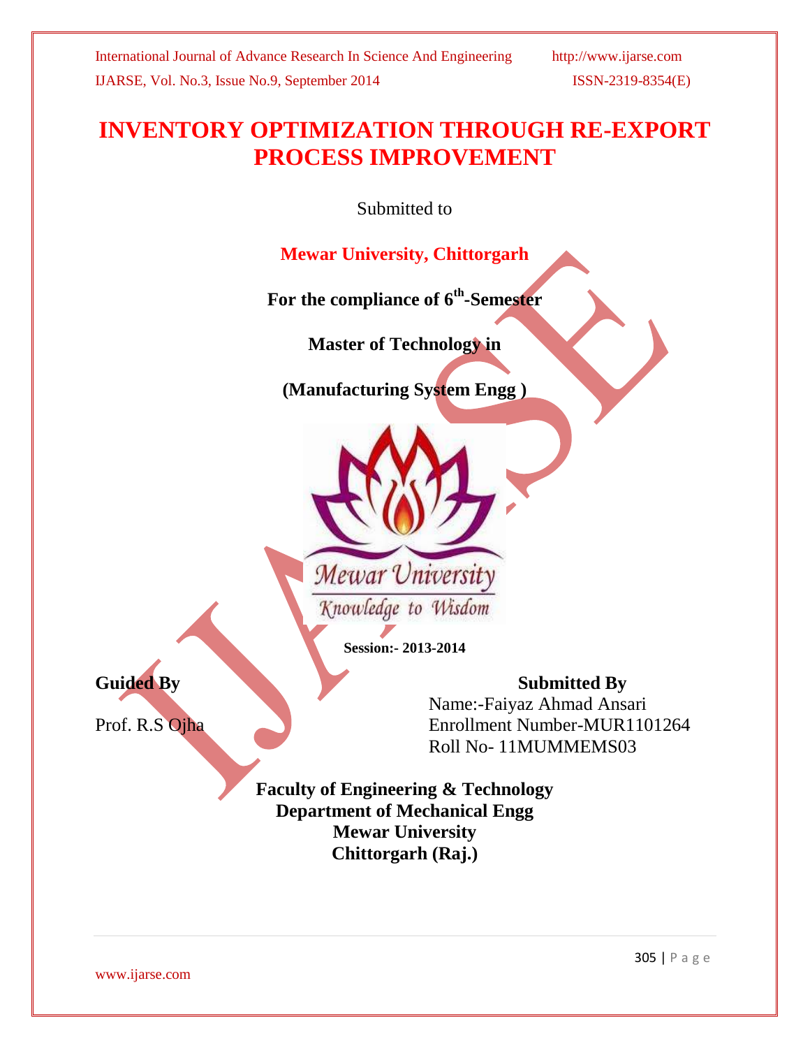# INVENTORY OPTIMIZATION THROUGH RE-EXPORT PROCESS IMPROVEMENT

Submitted to

**Mewar University, Chittorgarh**

**For the compliance of 6th-Semester**

**Master of Technology in**

**(Manufacturing System Engg )**

Mewar University

Knowledge to Wisdom

**Session:- 2013-2014**

**Guided By**

Prof. R.S Ojha

**Submitted By**

Name:-Faiyaz Ahmad Ansari

Enrollment Number-MUR1101264

Roll No- 11MUMMEMS03

**Faculty of Engineering & Technology**
**Department of Mechanical Engg**
**Mewar University**
**Chittorgarh (Raj.)**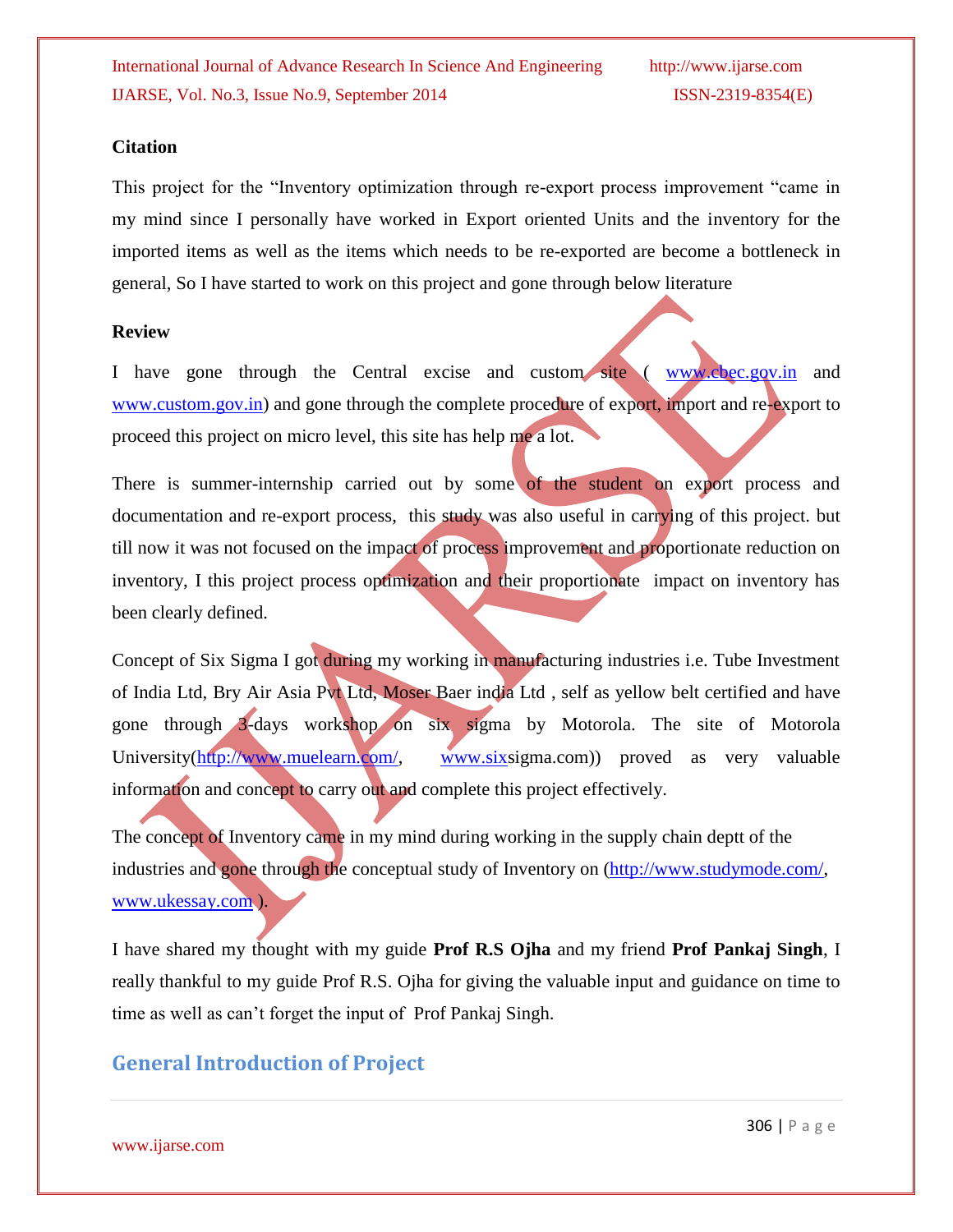### Citation

This project for the "Inventory optimization through re-export process improvement "came in my mind since I personally have worked in Export oriented Units and the inventory for the imported items as well as the items which needs to be re-exported are become a bottleneck in general, So I have started to work on this project and gone through below literature

### Review

I have gone through the Central excise and custom site ( www.cbec.gov.in and www.custom.gov.in) and gone through the complete procedure of export, import and re-export to proceed this project on micro level, this site has help me a lot.

There is summer-internship carried out by some of the student on export process and documentation and re-export process, this study was also useful in carrying of this project. but till now it was not focused on the impact of process improvement and proportionate reduction on inventory, I this project process optimization and their proportionate impact on inventory has been clearly defined.

Concept of Six Sigma I got during my working in manufacturing industries i.e. Tube Investment of India Ltd, Bry Air Asia Pvt Ltd, Moser Baer india Ltd , self as yellow belt certified and have gone through 3-days workshop on six sigma by Motorola. The site of Motorola University(http://www.muelearn.com/, www.sixsigma.com)) proved as very valuable information and concept to carry out and complete this project effectively.

The concept of Inventory came in my mind during working in the supply chain deptt of the industries and gone through the conceptual study of Inventory on (http://www.studymode.com/, www.ukessay.com ).

I have shared my thought with my guide **Prof R.S Ojha** and my friend **Prof Pankaj Singh**, I really thankful to my guide Prof R.S. Ojha for giving the valuable input and guidance on time to time as well as can't forget the input of Prof Pankaj Singh.

## General Introduction of Project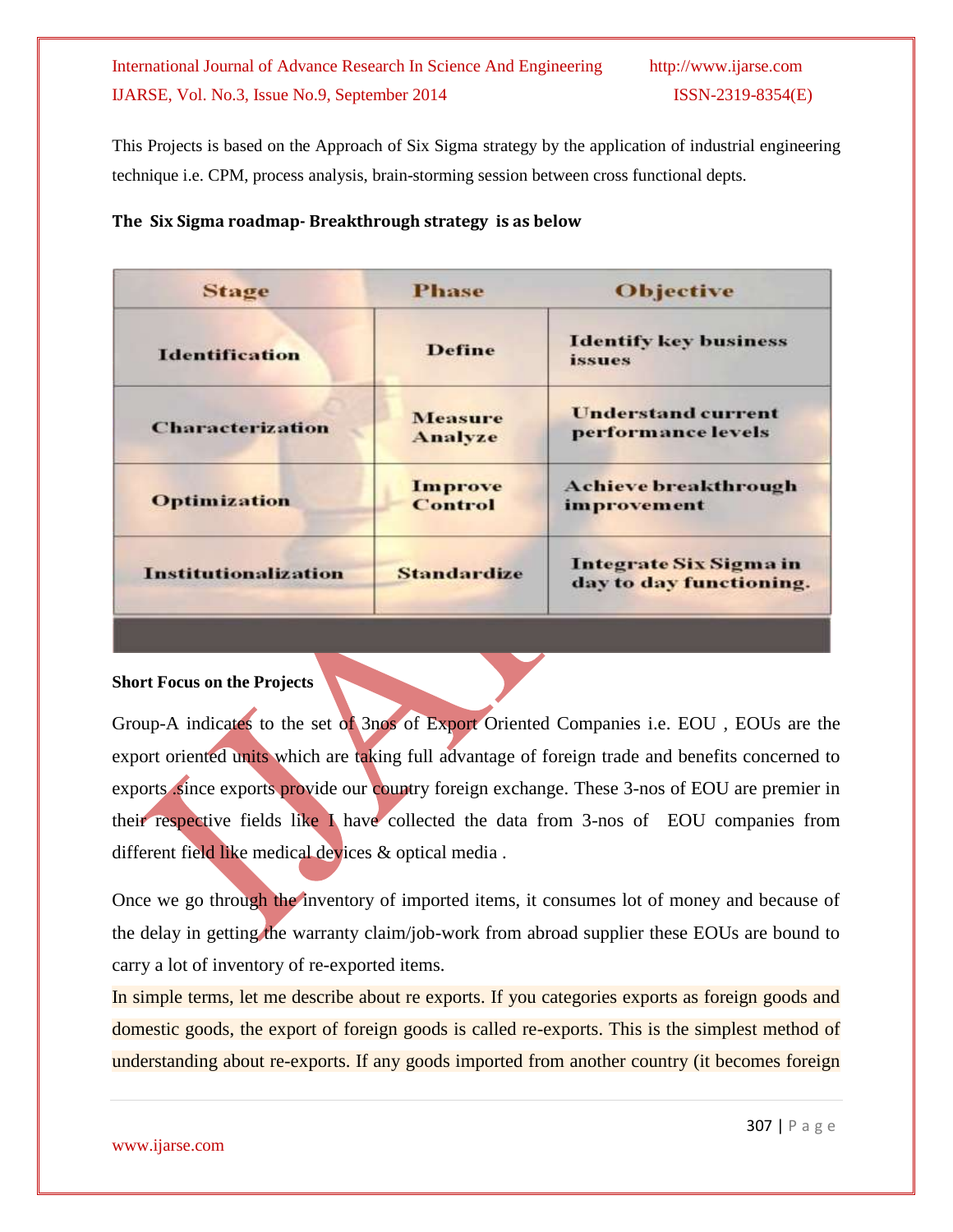This Projects is based on the Approach of Six Sigma strategy by the application of industrial engineering technique i.e. CPM, process analysis, brain-storming session between cross functional depts.

**The Six Sigma roadmap- Breakthrough strategy is as below**

| Stage | Phase | Objective |
|---|---|---|
| Identification | Define | Identify key business issues |
| Characterization | Measure Analyze | Understand current performance levels |
| Optimization | Improve Control | Achieve breakthrough improvement |
| Institutionalization | Standardize | Integrate Six Sigma in day to day functioning. |

**Short Focus on the Projects**

Group-A indicates to the set of 3nos of Export Oriented Companies i.e. EOU , EOUs are the export oriented units which are taking full advantage of foreign trade and benefits concerned to exports ,since exports provide our country foreign exchange. These 3-nos of EOU are premier in their respective fields like I have collected the data from 3-nos of EOU companies from different field like medical devices & optical media .

Once we go through the inventory of imported items, it consumes lot of money and because of the delay in getting the warranty claim/job-work from abroad supplier these EOUs are bound to carry a lot of inventory of re-exported items.

In simple terms, let me describe about re exports. If you categories exports as foreign goods and domestic goods, the export of foreign goods is called re-exports. This is the simplest method of understanding about re-exports. If any goods imported from another country (it becomes foreign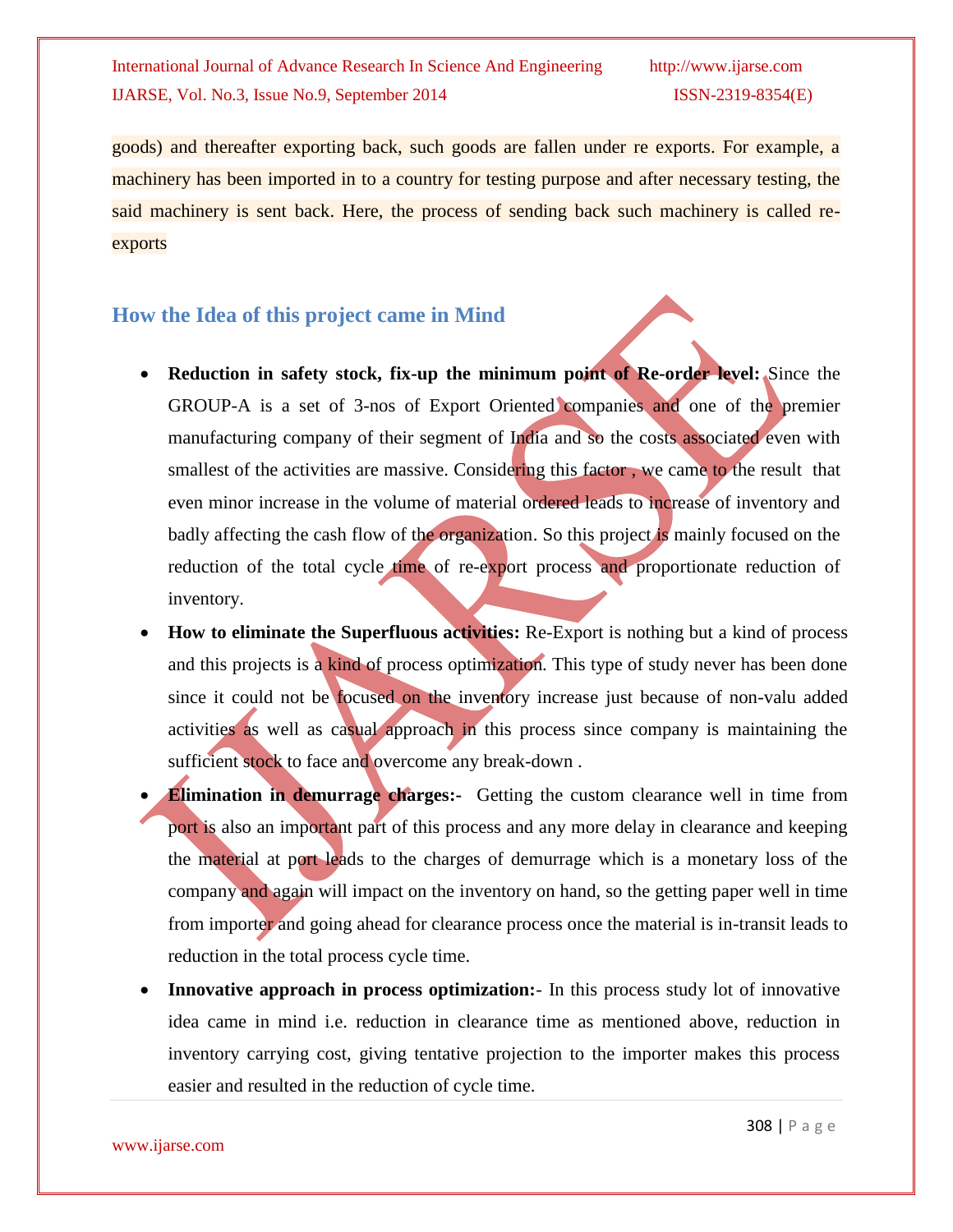goods) and thereafter exporting back, such goods are fallen under re exports. For example, a machinery has been imported in to a country for testing purpose and after necessary testing, the said machinery is sent back. Here, the process of sending back such machinery is called re-exports

## How the Idea of this project came in Mind

- **Reduction in safety stock, fix-up the minimum point of Re-order level:** Since the GROUP-A is a set of 3-nos of Export Oriented companies and one of the premier manufacturing company of their segment of India and so the costs associated even with smallest of the activities are massive. Considering this factor , we came to the result that even minor increase in the volume of material ordered leads to increase of inventory and badly affecting the cash flow of the organization. So this project is mainly focused on the reduction of the total cycle time of re-export process and proportionate reduction of inventory.
- **How to eliminate the Superfluous activities:** Re-Export is nothing but a kind of process and this projects is a kind of process optimization. This type of study never has been done since it could not be focused on the inventory increase just because of non-valu added activities as well as casual approach in this process since company is maintaining the sufficient stock to face and overcome any break-down .
- **Elimination in demurrage charges:-** Getting the custom clearance well in time from port is also an important part of this process and any more delay in clearance and keeping the material at port leads to the charges of demurrage which is a monetary loss of the company and again will impact on the inventory on hand, so the getting paper well in time from importer and going ahead for clearance process once the material is in-transit leads to reduction in the total process cycle time.
- **Innovative approach in process optimization:-** In this process study lot of innovative idea came in mind i.e. reduction in clearance time as mentioned above, reduction in inventory carrying cost, giving tentative projection to the importer makes this process easier and resulted in the reduction of cycle time.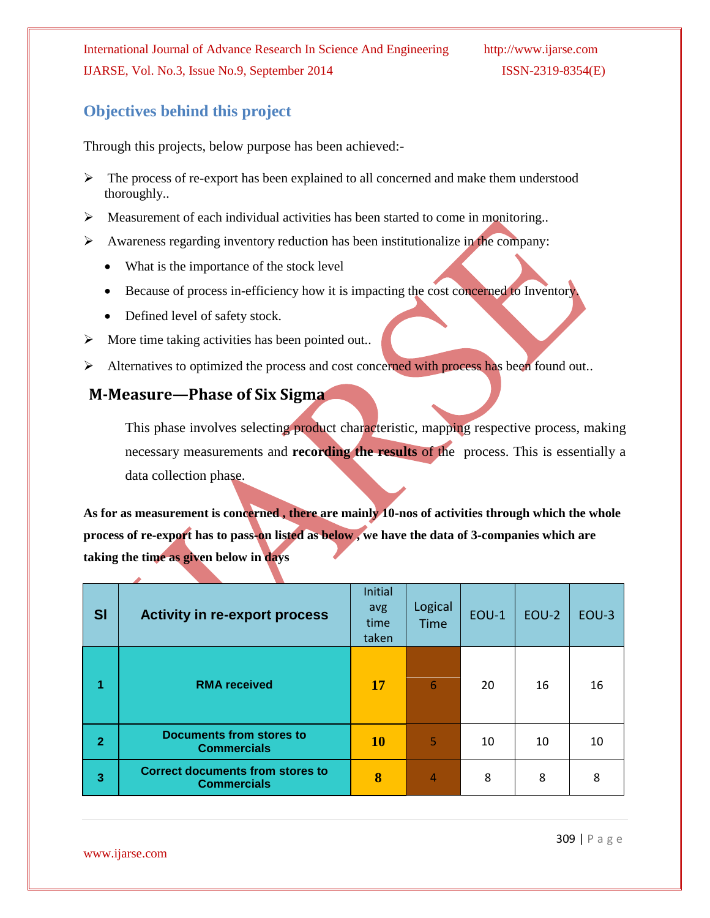## Objectives behind this project

Through this projects, below purpose has been achieved:-

- The process of re-export has been explained to all concerned and make them understood thoroughly..
- Measurement of each individual activities has been started to come in monitoring..
- Awareness regarding inventory reduction has been institutionalize in the company:
  - What is the importance of the stock level
  - Because of process in-efficiency how it is impacting the cost concerned to Inventory.
  - Defined level of safety stock.
- More time taking activities has been pointed out..
- Alternatives to optimized the process and cost concerned with process has been found out..

## M-Measure—Phase of Six Sigma

This phase involves selecting product characteristic, mapping respective process, making necessary measurements and **recording the results** of the process. This is essentially a data collection phase.

**As for as measurement is concerned , there are mainly 10-nos of activities through which the whole process of re-export has to pass-on listed as below , we have the data of 3-companies which are taking the time as given below in days**

| Sl | Activity in re-export process | Initial avg time taken | Logical Time | EOU-1 | EOU-2 | EOU-3 |
|---|---|---|---|---|---|---|
| 1 | RMA received | 17 | 6 | 20 | 16 | 16 |
| 2 | Documents from stores to Commercials | 10 | 5 | 10 | 10 | 10 |
| 3 | Correct documents from stores to Commercials | 8 | 4 | 8 | 8 | 8 |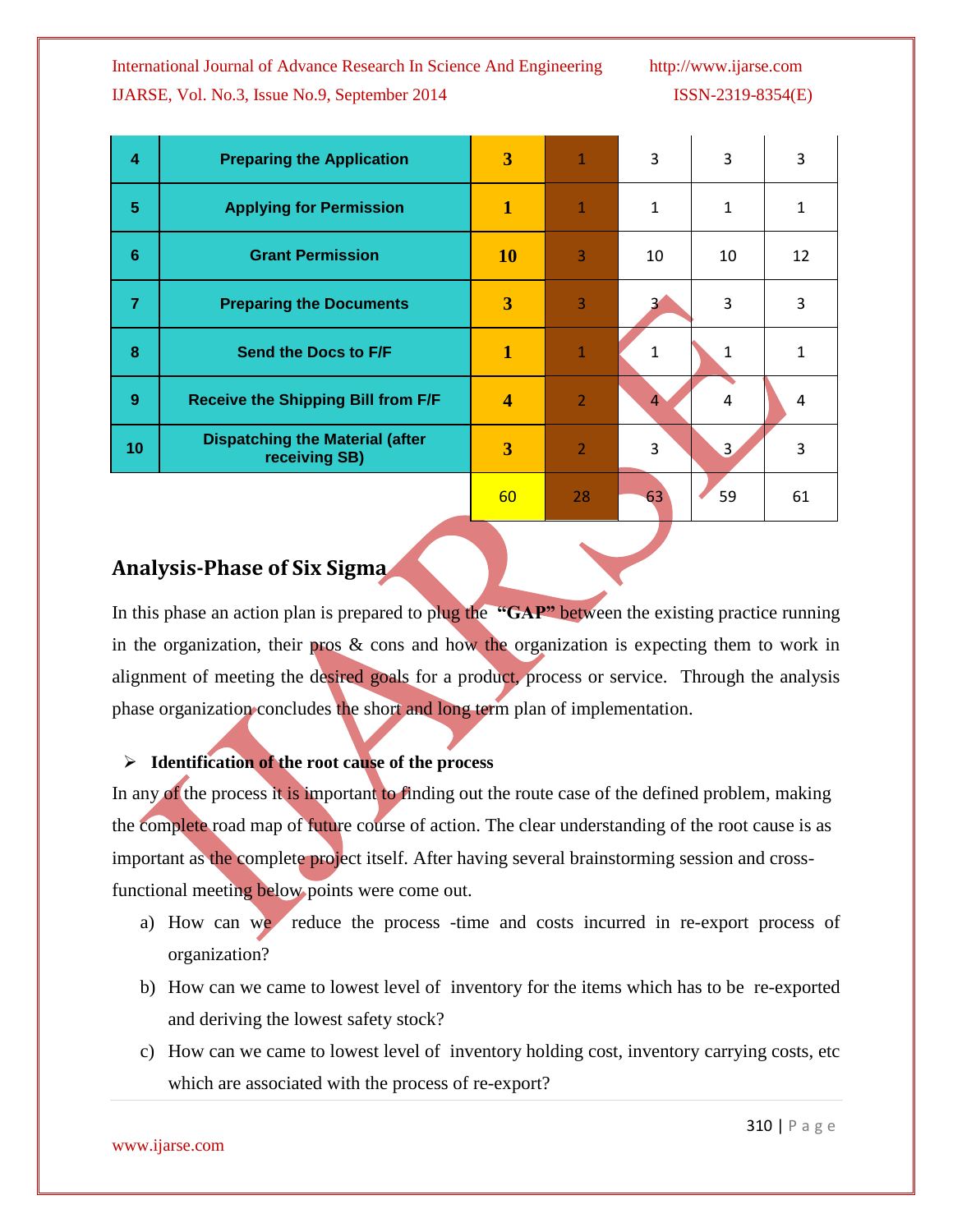| | | | | | | |
|---|---|---|---|---|---|---|
| 4 | **Preparing the Application** | **3** | 1 | 3 | 3 | 3 |
| 5 | **Applying for Permission** | **1** | 1 | 1 | 1 | 1 |
| 6 | **Grant Permission** | **10** | 3 | 10 | 10 | 12 |
| 7 | **Preparing the Documents** | **3** | 3 | 3 | 3 | 3 |
| 8 | **Send the Docs to F/F** | **1** | 1 | 1 | 1 | 1 |
| 9 | **Receive the Shipping Bill from F/F** | **4** | 2 | 4 | 4 | 4 |
| 10 | **Dispatching the Material (after receiving SB)** | **3** | 2 | 3 | 3 | 3 |
| | | 60 | 28 | 63 | 59 | 61 |

## Analysis-Phase of Six Sigma

In this phase an action plan is prepared to plug the **"GAP"** between the existing practice running in the organization, their pros & cons and how the organization is expecting them to work in alignment of meeting the desired goals for a product, process or service. Through the analysis phase organization concludes the short and long term plan of implementation.

- **Identification of the root cause of the process**

In any of the process it is important to finding out the route case of the defined problem, making the complete road map of future course of action. The clear understanding of the root cause is as important as the complete project itself. After having several brainstorming session and cross-functional meeting below points were come out.

a) How can we reduce the process -time and costs incurred in re-export process of organization?

b) How can we came to lowest level of inventory for the items which has to be re-exported and deriving the lowest safety stock?

c) How can we came to lowest level of inventory holding cost, inventory carrying costs, etc which are associated with the process of re-export?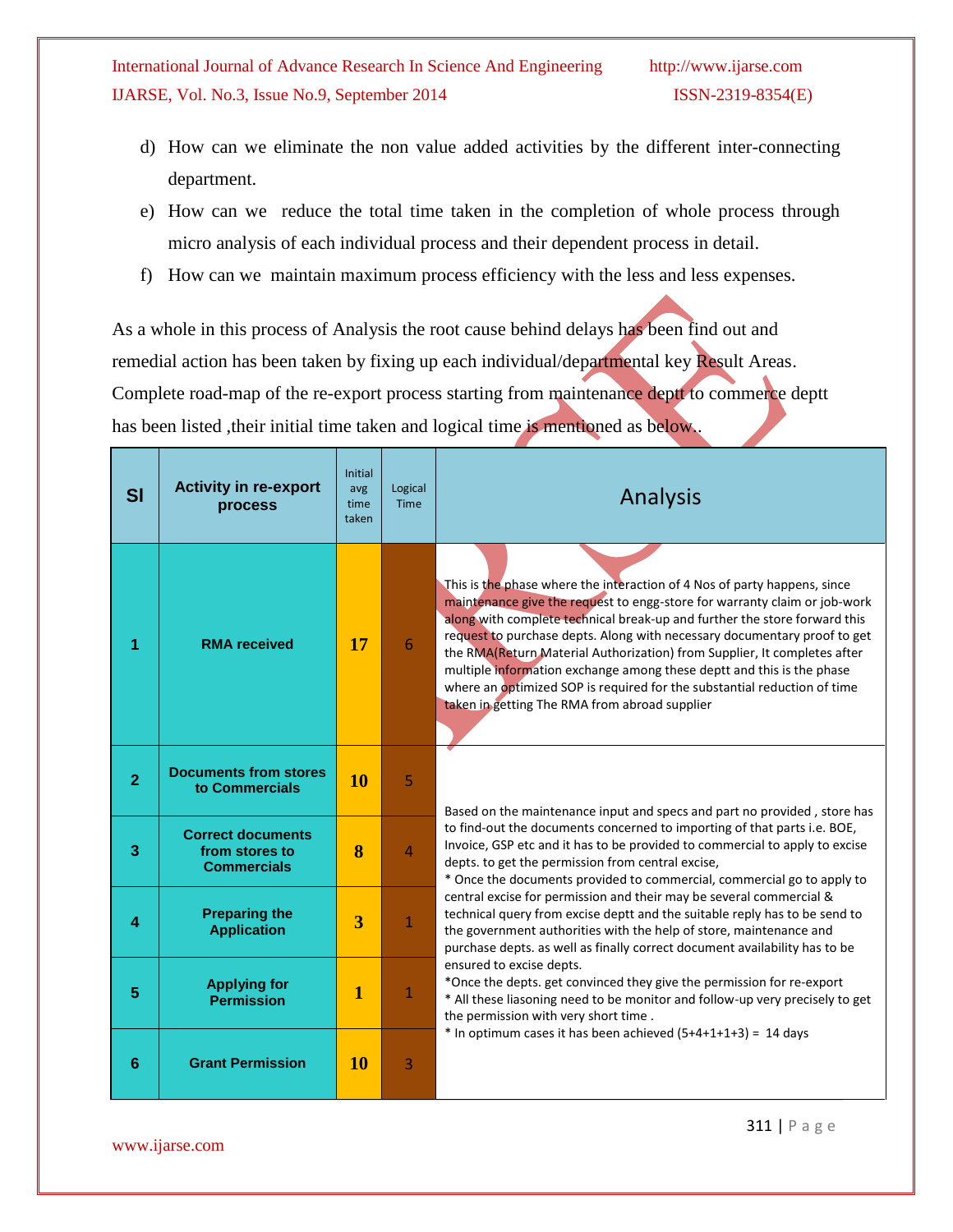d) How can we eliminate the non value added activities by the different inter-connecting department.

e) How can we reduce the total time taken in the completion of whole process through micro analysis of each individual process and their dependent process in detail.

f) How can we maintain maximum process efficiency with the less and less expenses.

As a whole in this process of Analysis the root cause behind delays has been find out and remedial action has been taken by fixing up each individual/departmental key Result Areas. Complete road-map of the re-export process starting from maintenance deptt to commerce deptt has been listed ,their initial time taken and logical time is mentioned as below..

| Sl | Activity in re-export process | Initial avg time taken | Logical Time | Analysis |
|---|---|---|---|---|
| 1 | RMA received | 17 | 6 | This is the phase where the interaction of 4 Nos of party happens, since maintenance give the request to engg-store for warranty claim or job-work along with complete technical break-up and further the store forward this request to purchase depts. Along with necessary documentary proof to get the RMA(Return Material Authorization) from Supplier, It completes after multiple information exchange among these deptt and this is the phase where an optimized SOP is required for the substantial reduction of time taken in getting The RMA from abroad supplier |
| 2 | Documents from stores to Commercials | 10 | 5 | Based on the maintenance input and specs and part no provided , store has to find-out the documents concerned to importing of that parts i.e. BOE, Invoice, GSP etc and it has to be provided to commercial to apply to excise depts. to get the permission from central excise,<br>* Once the documents provided to commercial, commercial go to apply to central excise for permission and their may be several commercial & technical query from excise deptt and the suitable reply has to be send to the government authorities with the help of store, maintenance and purchase depts. as well as finally correct document availability has to be ensured to excise depts.<br>*Once the depts. get convinced they give the permission for re-export<br>* All these liasoning need to be monitor and follow-up very precisely to get the permission with very short time .<br>* In optimum cases it has been achieved (5+4+1+1+3) = 14 days |
| 3 | Correct documents from stores to Commercials | 8 | 4 | |
| 4 | Preparing the Application | 3 | 1 | |
| 5 | Applying for Permission | 1 | 1 | |
| 6 | Grant Permission | 10 | 3 | |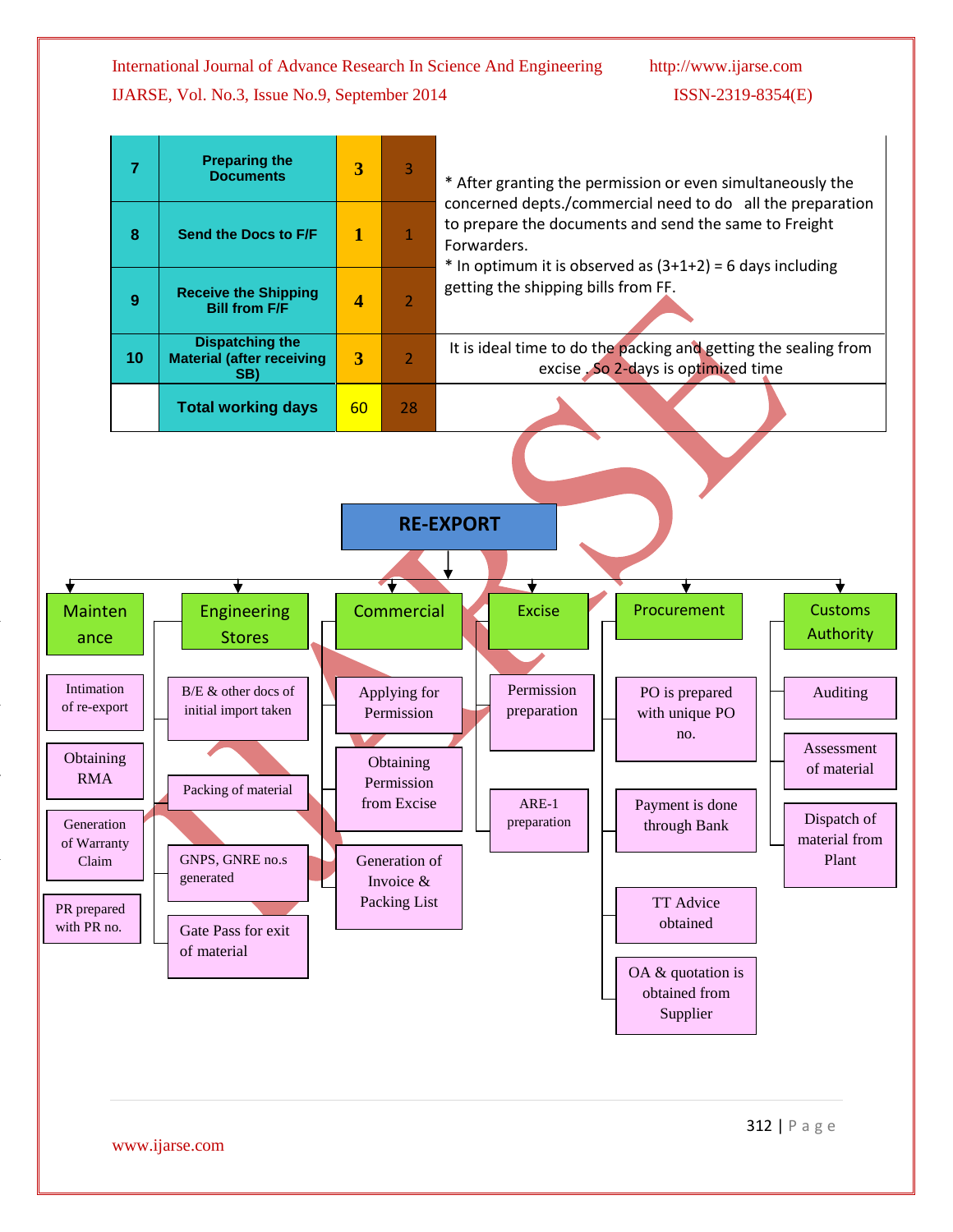| 7 | Preparing the Documents | 3 | 3 | * After granting the permission or even simultaneously the concerned depts./commercial need to do all the preparation to prepare the documents and send the same to Freight Forwarders. * In optimum it is observed as (3+1+2) = 6 days including getting the shipping bills from FF. |
|---|---|---|---|---|
| 8 | Send the Docs to F/F | 1 | 1 | |
| 9 | Receive the Shipping Bill from F/F | 4 | 2 | |
| 10 | Dispatching the Material (after receiving SB) | 3 | 2 | It is ideal time to do the packing and getting the sealing from excise . So 2-days is optimized time |
| | Total working days | 60 | 28 | |

**RE-EXPORT**

- **Maintenance**
  - Intimation of re-export
  - Obtaining RMA
  - Generation of Warranty Claim
  - PR prepared with PR no.
- **Engineering Stores**
  - B/E & other docs of initial import taken
  - Packing of material
  - GNPS, GNRE no.s generated
  - Gate Pass for exit of material
- **Commercial**
  - Applying for Permission
  - Obtaining Permission from Excise
  - Generation of Invoice & Packing List
- **Excise**
  - Permission preparation
  - ARE-1 preparation
- **Procurement**
  - PO is prepared with unique PO no.
  - Payment is done through Bank
  - TT Advice obtained
  - OA & quotation is obtained from Supplier
- **Customs Authority**
  - Auditing
  - Assessment of material
  - Dispatch of material from Plant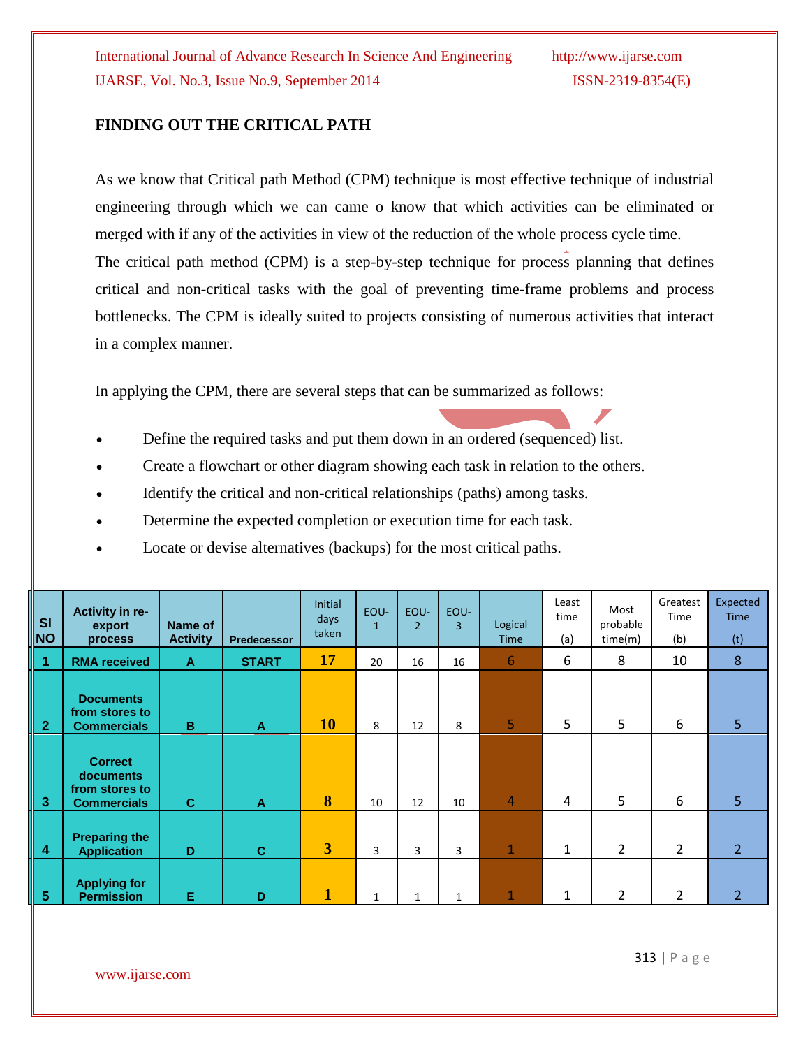**FINDING OUT THE CRITICAL PATH**

As we know that Critical path Method (CPM) technique is most effective technique of industrial engineering through which we can came o know that which activities can be eliminated or merged with if any of the activities in view of the reduction of the whole process cycle time.

The critical path method (CPM) is a step-by-step technique for process planning that defines critical and non-critical tasks with the goal of preventing time-frame problems and process bottlenecks. The CPM is ideally suited to projects consisting of numerous activities that interact in a complex manner.

In applying the CPM, there are several steps that can be summarized as follows:

- Define the required tasks and put them down in an ordered (sequenced) list.
- Create a flowchart or other diagram showing each task in relation to the others.
- Identify the critical and non-critical relationships (paths) among tasks.
- Determine the expected completion or execution time for each task.
- Locate or devise alternatives (backups) for the most critical paths.

| Sl NO | Activity in re-export process | Name of Activity | Predecessor | Initial days taken | EOU-1 | EOU-2 | EOU-3 | Logical Time | Least time (a) | Most probable time(m) | Greatest Time (b) | Expected Time (t) |
|---|---|---|---|---|---|---|---|---|---|---|---|---|
| 1 | RMA received | A | START | 17 | 20 | 16 | 16 | 6 | 6 | 8 | 10 | 8 |
| 2 | Documents from stores to Commercials | B | A | 10 | 8 | 12 | 8 | 5 | 5 | 5 | 6 | 5 |
| 3 | Correct documents from stores to Commercials | C | A | 8 | 10 | 12 | 10 | 4 | 4 | 5 | 6 | 5 |
| 4 | Preparing the Application | D | C | 3 | 3 | 3 | 3 | 1 | 1 | 2 | 2 | 2 |
| 5 | Applying for Permission | E | D | 1 | 1 | 1 | 1 | 1 | 1 | 2 | 2 | 2 |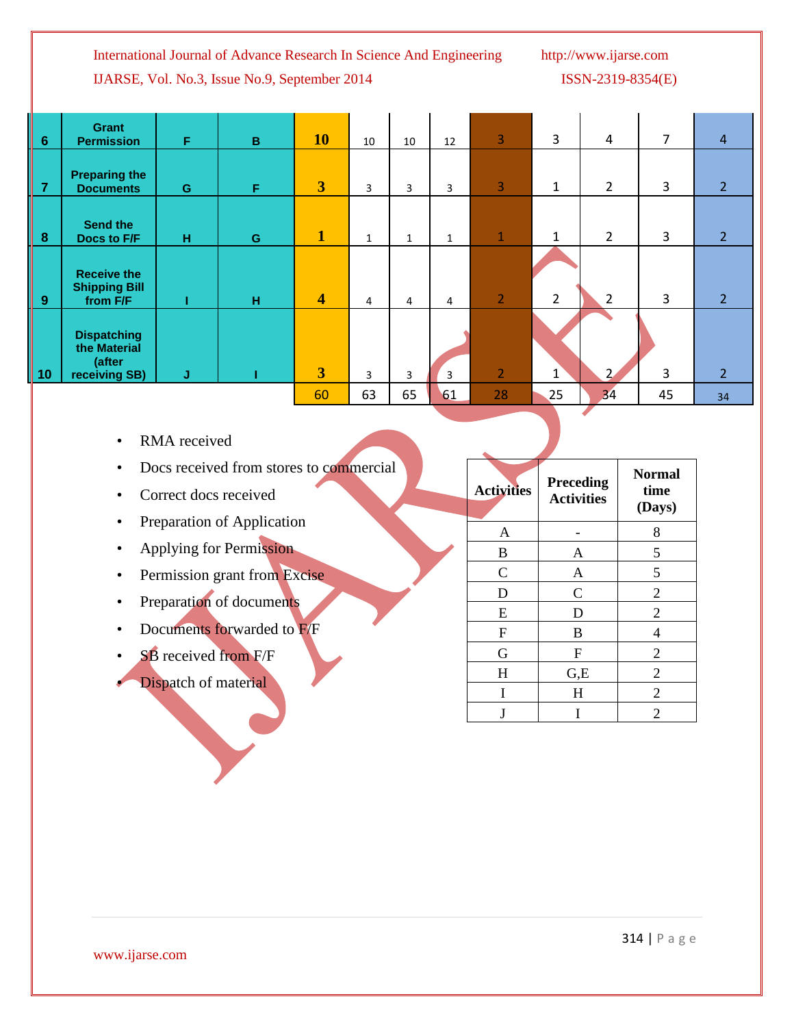| 6 | Grant Permission | F | B | 10 | 10 | 10 | 12 | 3 | 3 | 4 | 7 | 4 |
|---|---|---|---|---|---|---|---|---|---|---|---|---|
| 7 | Preparing the Documents | G | F | 3 | 3 | 3 | 3 | 3 | 1 | 2 | 3 | 2 |
| 8 | Send the Docs to F/F | H | G | 1 | 1 | 1 | 1 | 1 | 1 | 2 | 3 | 2 |
| 9 | Receive the Shipping Bill from F/F | I | H | 4 | 4 | 4 | 4 | 2 | 2 | 2 | 3 | 2 |
| 10 | Dispatching the Material (after receiving SB) | J | I | 3 | 3 | 3 | 3 | 2 | 1 | 2 | 3 | 2 |
| | | | | 60 | 63 | 65 | 61 | 28 | 25 | 34 | 45 | 34 |

- RMA received
- Docs received from stores to commercial
- Correct docs received
- Preparation of Application
- Applying for Permission
- Permission grant from Excise
- Preparation of documents
- Documents forwarded to F/F
- SB received from F/F
- Dispatch of material

| Activities | Preceding Activities | Normal time (Days) |
|---|---|---|
| A | - | 8 |
| B | A | 5 |
| C | A | 5 |
| D | C | 2 |
| E | D | 2 |
| F | B | 4 |
| G | F | 2 |
| H | G,E | 2 |
| I | H | 2 |
| J | I | 2 |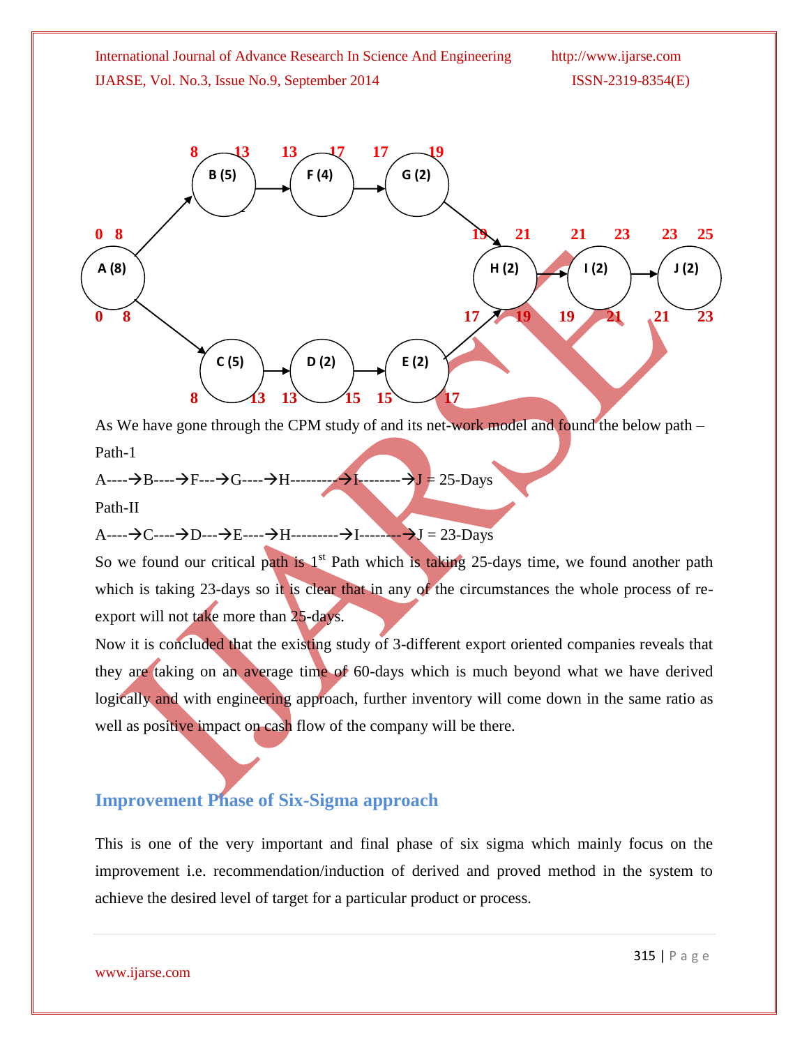As We have gone through the CPM study of and its net-work model and found the below path –

Path-1

A----→B----→F---→G----→H---------→I--------→J = 25-Days

Path-II

A----→C----→D---→E----→H---------→I--------→J = 23-Days

So we found our critical path is 1st Path which is taking 25-days time, we found another path which is taking 23-days so it is clear that in any of the circumstances the whole process of re-export will not take more than 25-days.

Now it is concluded that the existing study of 3-different export oriented companies reveals that they are taking on an average time of 60-days which is much beyond what we have derived logically and with engineering approach, further inventory will come down in the same ratio as well as positive impact on cash flow of the company will be there.

## Improvement Phase of Six-Sigma approach

This is one of the very important and final phase of six sigma which mainly focus on the improvement i.e. recommendation/induction of derived and proved method in the system to achieve the desired level of target for a particular product or process.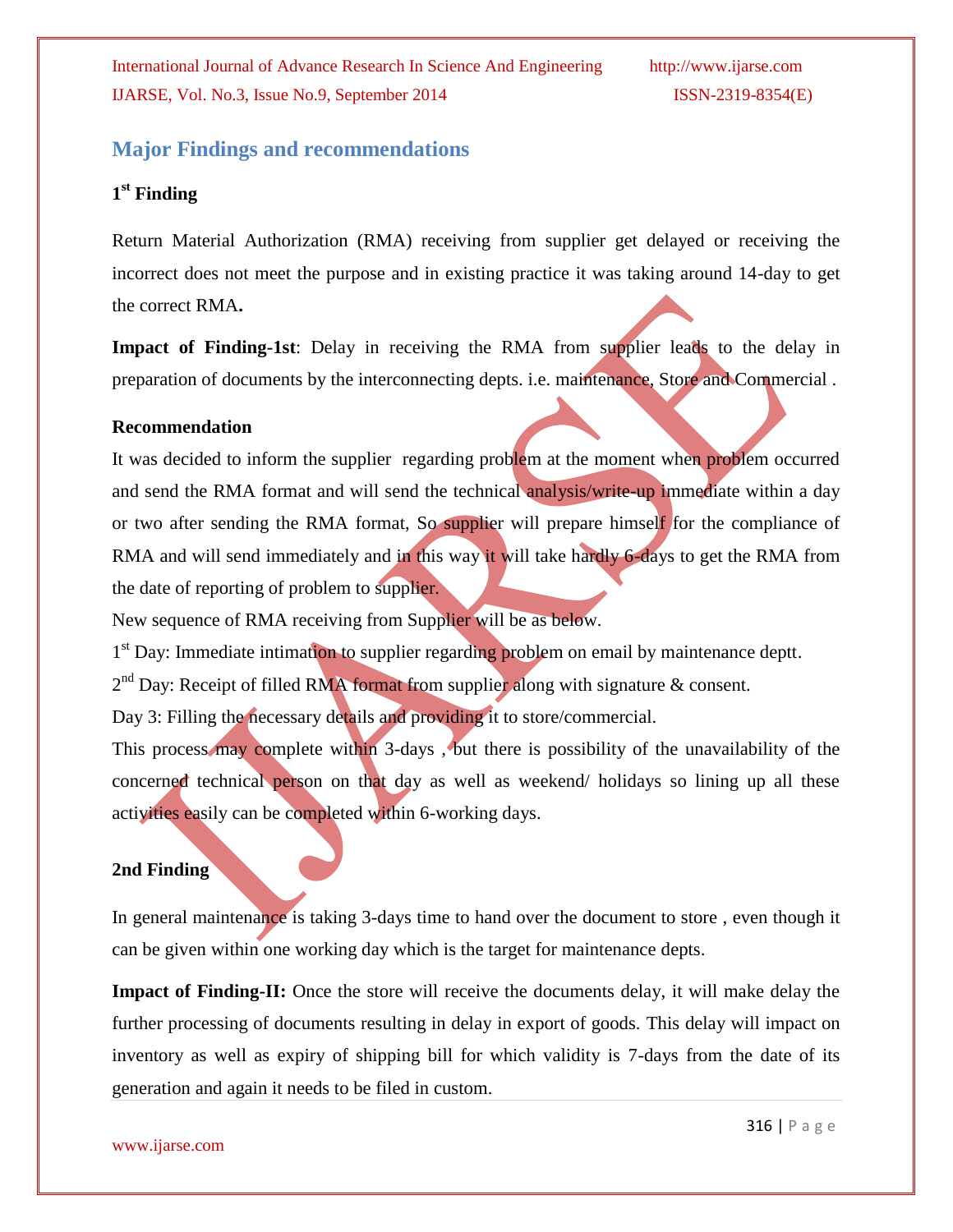## Major Findings and recommendations

### 1st Finding

Return Material Authorization (RMA) receiving from supplier get delayed or receiving the incorrect does not meet the purpose and in existing practice it was taking around 14-day to get the correct RMA**.**

**Impact of Finding-1st**: Delay in receiving the RMA from supplier leads to the delay in preparation of documents by the interconnecting depts. i.e. maintenance, Store and Commercial .

**Recommendation**

It was decided to inform the supplier regarding problem at the moment when problem occurred and send the RMA format and will send the technical analysis/write-up immediate within a day or two after sending the RMA format, So supplier will prepare himself for the compliance of RMA and will send immediately and in this way it will take hardly 6-days to get the RMA from the date of reporting of problem to supplier.

New sequence of RMA receiving from Supplier will be as below.

1st Day: Immediate intimation to supplier regarding problem on email by maintenance deptt.

2nd Day: Receipt of filled RMA format from supplier along with signature & consent.

Day 3: Filling the necessary details and providing it to store/commercial.

This process may complete within 3-days , but there is possibility of the unavailability of the concerned technical person on that day as well as weekend/ holidays so lining up all these activities easily can be completed within 6-working days.

### 2nd Finding

In general maintenance is taking 3-days time to hand over the document to store , even though it can be given within one working day which is the target for maintenance depts.

**Impact of Finding-II:** Once the store will receive the documents delay, it will make delay the further processing of documents resulting in delay in export of goods. This delay will impact on inventory as well as expiry of shipping bill for which validity is 7-days from the date of its generation and again it needs to be filed in custom.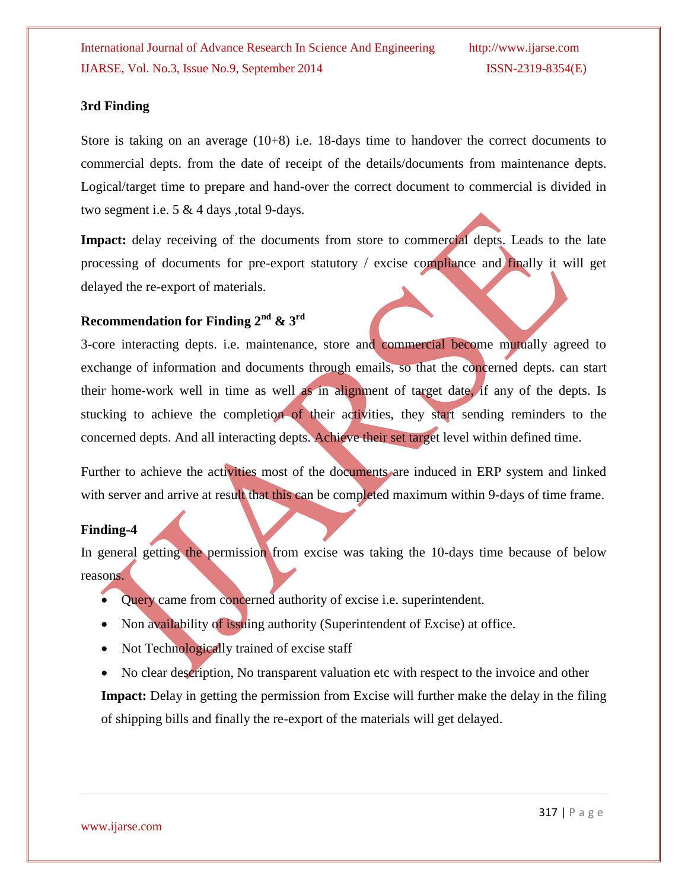**3rd Finding**

Store is taking on an average (10+8) i.e. 18-days time to handover the correct documents to commercial depts. from the date of receipt of the details/documents from maintenance depts. Logical/target time to prepare and hand-over the correct document to commercial is divided in two segment i.e. 5 & 4 days ,total 9-days.

**Impact:** delay receiving of the documents from store to commercial depts. Leads to the late processing of documents for pre-export statutory / excise compliance and finally it will get delayed the re-export of materials.

**Recommendation for Finding 2nd & 3rd**

3-core interacting depts. i.e. maintenance, store and commercial become mutually agreed to exchange of information and documents through emails, so that the concerned depts. can start their home-work well in time as well as in alignment of target date, if any of the depts. Is stucking to achieve the completion of their activities, they start sending reminders to the concerned depts. And all interacting depts. Achieve their set target level within defined time.

Further to achieve the activities most of the documents are induced in ERP system and linked with server and arrive at result that this can be completed maximum within 9-days of time frame.

**Finding-4**

In general getting the permission from excise was taking the 10-days time because of below reasons.

- Query came from concerned authority of excise i.e. superintendent.
- Non availability of issuing authority (Superintendent of Excise) at office.
- Not Technologically trained of excise staff
- No clear description, No transparent valuation etc with respect to the invoice and other

**Impact:** Delay in getting the permission from Excise will further make the delay in the filing of shipping bills and finally the re-export of the materials will get delayed.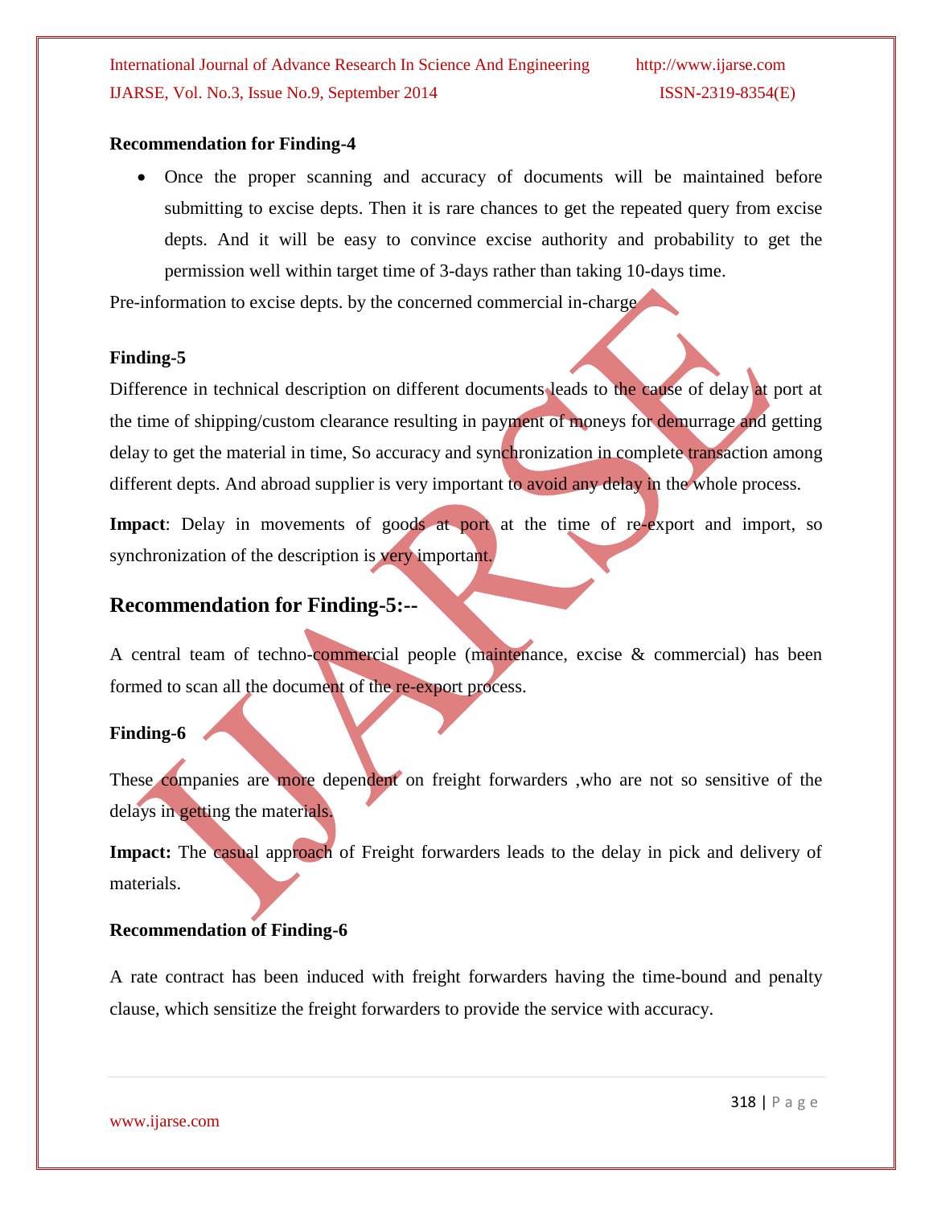**Recommendation for Finding-4**

- Once the proper scanning and accuracy of documents will be maintained before submitting to excise depts. Then it is rare chances to get the repeated query from excise depts. And it will be easy to convince excise authority and probability to get the permission well within target time of 3-days rather than taking 10-days time.

Pre-information to excise depts. by the concerned commercial in-charge

**Finding-5**

Difference in technical description on different documents leads to the cause of delay at port at the time of shipping/custom clearance resulting in payment of moneys for demurrage and getting delay to get the material in time, So accuracy and synchronization in complete transaction among different depts. And abroad supplier is very important to avoid any delay in the whole process.

**Impact**: Delay in movements of goods at port at the time of re-export and import, so synchronization of the description is very important.

## Recommendation for Finding-5:--

A central team of techno-commercial people (maintenance, excise & commercial) has been formed to scan all the document of the re-export process.

**Finding-6**

These companies are more dependent on freight forwarders ,who are not so sensitive of the delays in getting the materials.

**Impact:** The casual approach of Freight forwarders leads to the delay in pick and delivery of materials.

**Recommendation of Finding-6**

A rate contract has been induced with freight forwarders having the time-bound and penalty clause, which sensitize the freight forwarders to provide the service with accuracy.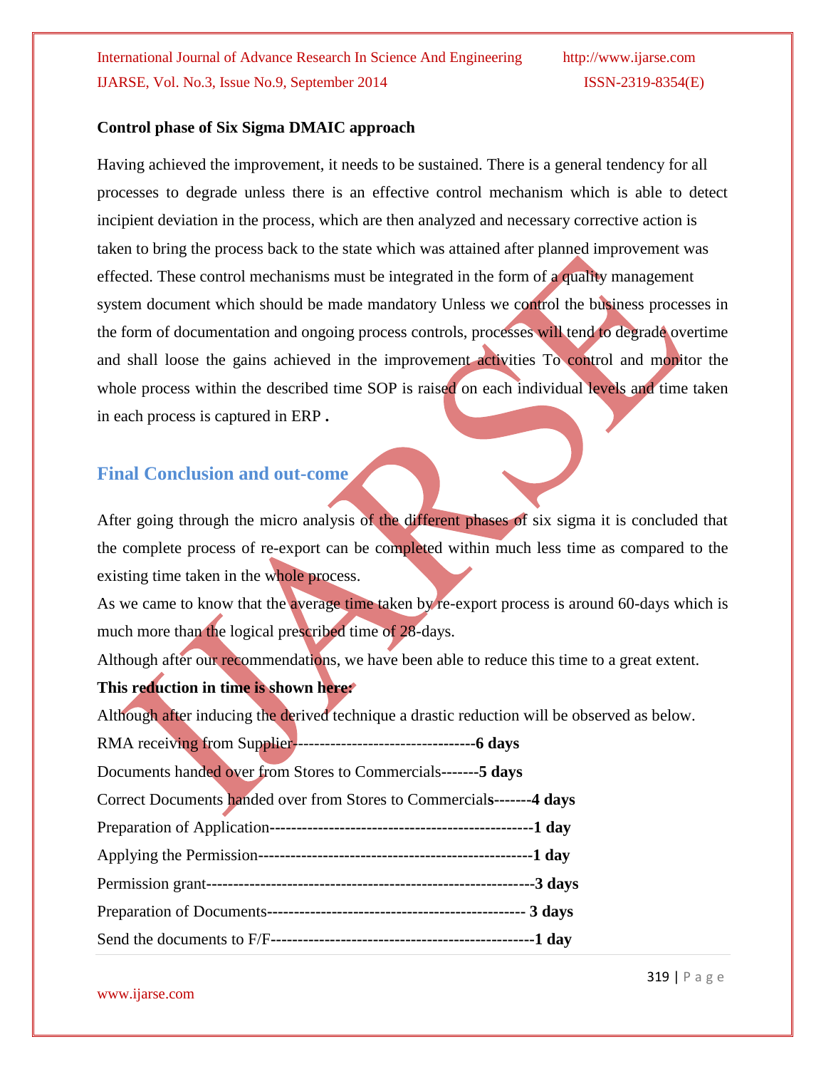**Control phase of Six Sigma DMAIC approach**

Having achieved the improvement, it needs to be sustained. There is a general tendency for all processes to degrade unless there is an effective control mechanism which is able to detect incipient deviation in the process, which are then analyzed and necessary corrective action is taken to bring the process back to the state which was attained after planned improvement was effected. These control mechanisms must be integrated in the form of a quality management system document which should be made mandatory Unless we control the business processes in the form of documentation and ongoing process controls, processes will tend to degrade overtime and shall loose the gains achieved in the improvement activities To control and monitor the whole process within the described time SOP is raised on each individual levels and time taken in each process is captured in ERP **.**

## Final Conclusion and out-come

After going through the micro analysis of the different phases of six sigma it is concluded that the complete process of re-export can be completed within much less time as compared to the existing time taken in the whole process.

As we came to know that the average time taken by re-export process is around 60-days which is much more than the logical prescribed time of 28-days.

Although after our recommendations, we have been able to reduce this time to a great extent.

**This reduction in time is shown here:**

Although after inducing the derived technique a drastic reduction will be observed as below.

RMA receiving from Supplier---------------------------------**6 days**

Documents handed over from Stores to Commercials-------**5 days**

Correct Documents handed over from Stores to Commercial**s-------4 days**

Preparation of Application-------------------------------------------------**1 day**

Applying the Permission---------------------------------------------------**1 day**

Permission grant------------------------------------------------------------**3 days**

Preparation of Documents------------------------------------------------ **3 days**

Send the documents to F/F-------------------------------------------------**1 day**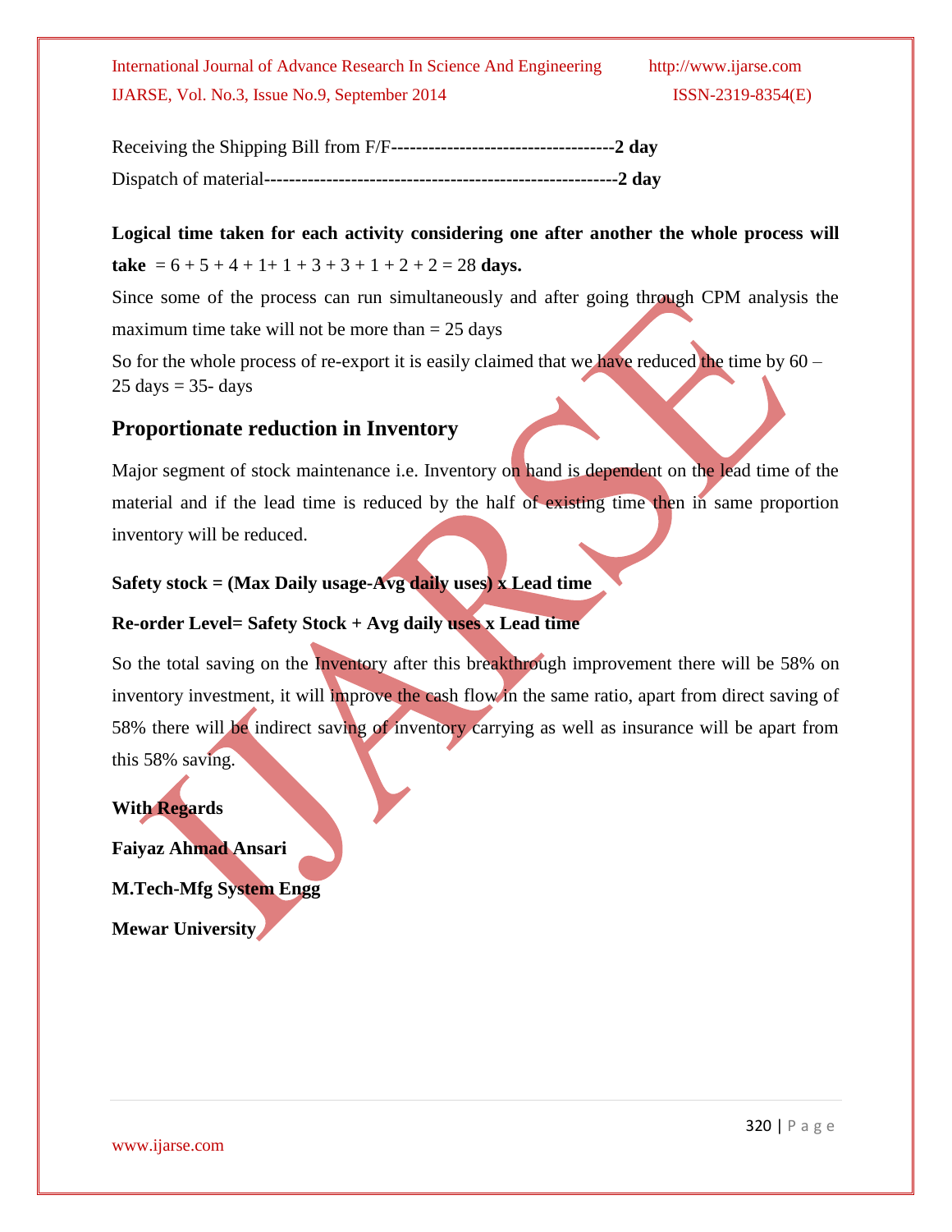Receiving the Shipping Bill from F/F-----------------------------------**2 day**

Dispatch of material--------------------------------------------------------**2 day**

**Logical time taken for each activity considering one after another the whole process will take** = 6 + 5 + 4 + 1+ 1 + 3 + 3 + 1 + 2 + 2 = 28 **days.**

Since some of the process can run simultaneously and after going through CPM analysis the maximum time take will not be more than = 25 days

So for the whole process of re-export it is easily claimed that we have reduced the time by 60 – 25 days = 35- days

## Proportionate reduction in Inventory

Major segment of stock maintenance i.e. Inventory on hand is dependent on the lead time of the material and if the lead time is reduced by the half of existing time then in same proportion inventory will be reduced.

**Safety stock = (Max Daily usage-Avg daily uses) x Lead time**

**Re-order Level= Safety Stock + Avg daily uses x Lead time**

So the total saving on the Inventory after this breakthrough improvement there will be 58% on inventory investment, it will improve the cash flow in the same ratio, apart from direct saving of 58% there will be indirect saving of inventory carrying as well as insurance will be apart from this 58% saving.

**With Regards**

**Faiyaz Ahmad Ansari**

**M.Tech-Mfg System Engg**

**Mewar University**